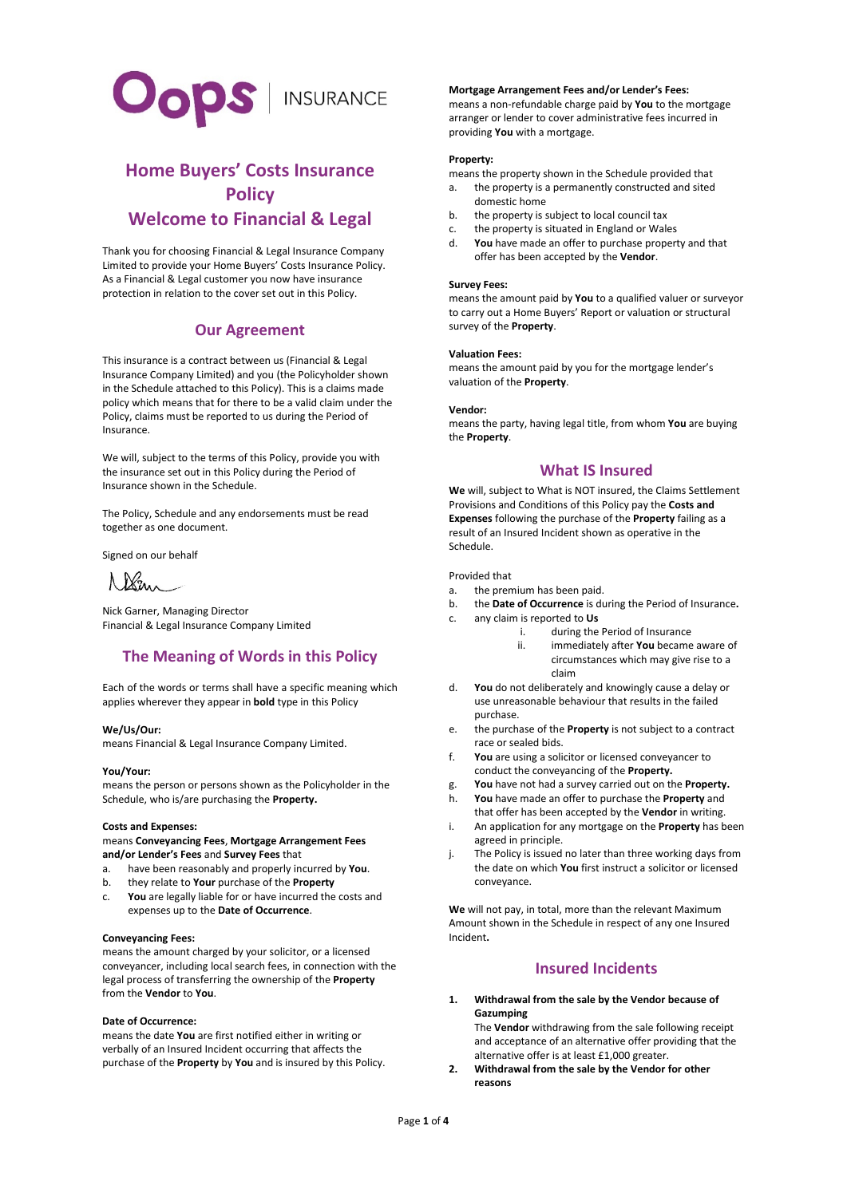Oops | INSURANCE

# Home Buyers' Costs Insurance Policy

# Welcome to Financial & Legal

Thank you for choosing Financial & Legal Insurance Company Limited to provide your Home Buyers' Costs Insurance Policy. As a Financial & Legal customer you now have insurance protection in relation to the cover set out in this Policy.

## Our Agreement

This insurance is a contract between us (Financial & Legal Insurance Company Limited) and you (the Policyholder shown in the Schedule attached to this Policy). This is a claims made policy which means that for there to be a valid claim under the Policy, claims must be reported to us during the Period of Insurance.

We will, subject to the terms of this Policy, provide you with the insurance set out in this Policy during the Period of Insurance shown in the Schedule.

The Policy, Schedule and any endorsements must be read together as one document.

Signed on our behalf

Nick Garner, Managing Director
Financial & Legal Insurance Company Limited

## The Meaning of Words in this Policy

Each of the words or terms shall have a specific meaning which applies wherever they appear in **bold** type in this Policy

**We/Us/Our:**
means Financial & Legal Insurance Company Limited.

**You/Your:**
means the person or persons shown as the Policyholder in the Schedule, who is/are purchasing the **Property.**

**Costs and Expenses:**
means **Conveyancing Fees**, **Mortgage Arrangement Fees and/or Lender's Fees** and **Survey Fees** that

a. have been reasonably and properly incurred by **You**.
b. they relate to **Your** purchase of the **Property**
c. **You** are legally liable for or have incurred the costs and expenses up to the **Date of Occurrence**.

**Conveyancing Fees:**
means the amount charged by your solicitor, or a licensed conveyancer, including local search fees, in connection with the legal process of transferring the ownership of the **Property** from the **Vendor** to **You**.

**Date of Occurrence:**
means the date **You** are first notified either in writing or verbally of an Insured Incident occurring that affects the purchase of the **Property** by **You** and is insured by this Policy.

**Mortgage Arrangement Fees and/or Lender's Fees:**
means a non-refundable charge paid by **You** to the mortgage arranger or lender to cover administrative fees incurred in providing **You** with a mortgage.

**Property:**
means the property shown in the Schedule provided that

a. the property is a permanently constructed and sited domestic home
b. the property is subject to local council tax
c. the property is situated in England or Wales
d. **You** have made an offer to purchase property and that offer has been accepted by the **Vendor**.

**Survey Fees:**
means the amount paid by **You** to a qualified valuer or surveyor to carry out a Home Buyers' Report or valuation or structural survey of the **Property**.

**Valuation Fees:**
means the amount paid by you for the mortgage lender's valuation of the **Property**.

**Vendor:**
means the party, having legal title, from whom **You** are buying the **Property**.

## What IS Insured

**We** will, subject to What is NOT insured, the Claims Settlement Provisions and Conditions of this Policy pay the **Costs and Expenses** following the **Property** failing as a result of an Insured Incident shown as operative in the Schedule.

Provided that

a. the premium has been paid.
b. the **Date of Occurrence** is during the Period of Insurance**.**
c. any claim is reported to **Us**
    i. during the Period of Insurance
    ii. immediately after **You** became aware of circumstances which may give rise to a claim
d. **You** do not deliberately and knowingly cause a delay or use unreasonable behaviour that results in the failed purchase.
e. the purchase of the **Property** is not subject to a contract race or sealed bids.
f. **You** are using a solicitor or licensed conveyancer to conduct the conveyancing of the **Property.**
g. **You** have not had a survey carried out on the **Property.**
h. **You** have made an offer to purchase the **Property** and that offer has been accepted by the **Vendor** in writing.
i. An application for any mortgage on the **Property** has been agreed in principle.
j. The Policy is issued no later than three working days from the date on which **You** first instruct a solicitor or licensed conveyance.

**We** will not pay, in total, more than the relevant Maximum Amount shown in the Schedule in respect of any one Insured Incident**.**

## Insured Incidents

1. **Withdrawal from the sale by the Vendor because of Gazumping**
   The **Vendor** withdrawing from the sale following receipt and acceptance of an alternative offer providing that the alternative offer is at least £1,000 greater.
2. **Withdrawal from the sale by the Vendor for other reasons**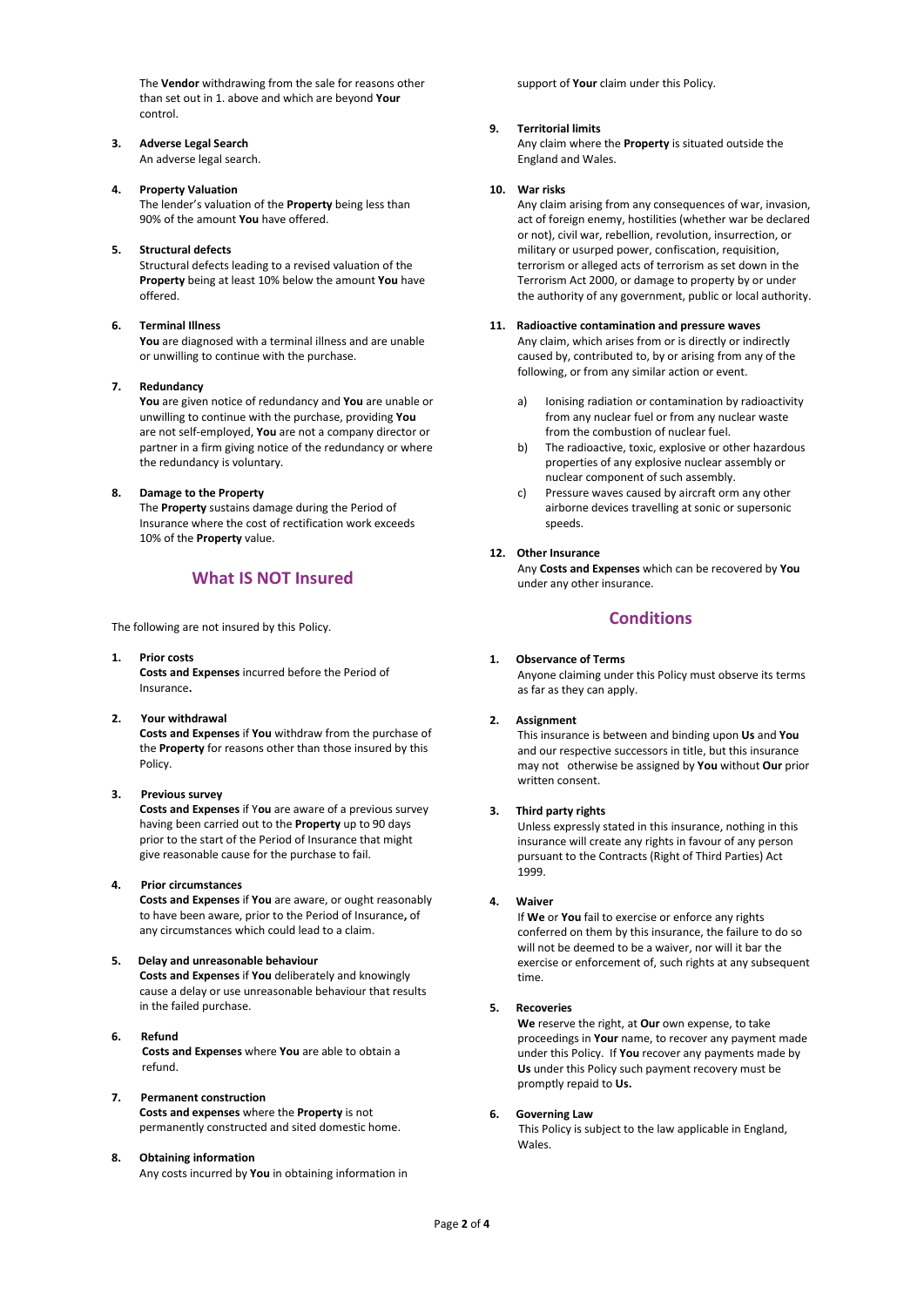The **Vendor** withdrawing from the sale for reasons other than set out in 1. above and which are beyond **Your** control.

3. **Adverse Legal Search**
   An adverse legal search.

4. **Property Valuation**
   The lender's valuation of the **Property** being less than 90% of the amount **You** have offered.

5. **Structural defects**
   Structural defects leading to a revised valuation of the **Property** being at least 10% below the amount **You** have offered.

6. **Terminal Illness**
   **You** are diagnosed with a terminal illness and are unable or unwilling to continue with the purchase.

7. **Redundancy**
   **You** are given notice of redundancy and **You** are unable or unwilling to continue with the purchase, providing **You** are not self-employed, **You** are not a company director or partner in a firm giving notice of the redundancy or where the redundancy is voluntary.

8. **Damage to the Property**
   The **Property** sustains damage during the Period of Insurance where the cost of rectification work exceeds 10% of the **Property** value.

## What IS NOT Insured

The following are not insured by this Policy.

1. **Prior costs**
   **Costs and Expenses** incurred before the Period of Insurance**.**

2. **Your withdrawal**
   **Costs and Expenses** if **You** withdraw from the purchase of the **Property** for reasons other than those insured by this Policy.

3. **Previous survey**
   **Costs and Expenses** if **You** are aware of a previous survey having been carried out to the **Property** up to 90 days prior to the start of the Period of Insurance that might give reasonable cause for the purchase to fail.

4. **Prior circumstances**
   **Costs and Expenses** if **You** are aware, or ought reasonably to have been aware, prior to the Period of Insurance**,** of any circumstances which could lead to a claim.

5. **Delay and unreasonable behaviour**
   **Costs and Expenses** if **You** deliberately and knowingly cause a delay or use unreasonable behaviour that results in the failed purchase.

6. **Refund**
   **Costs and Expenses** where **You** are able to obtain a refund.

7. **Permanent construction**
   **Costs and expenses** where the **Property** is not permanently constructed and sited domestic home.

8. **Obtaining information**
   Any costs incurred by **You** in obtaining information in support of **Your** claim under this Policy.

9. **Territorial limits**
   Any claim where the **Property** is situated outside the England and Wales.

10. **War risks**
    Any claim arising from any consequences of war, invasion, act of foreign enemy, hostilities (whether war be declared or not), civil war, rebellion, revolution, insurrection, or military or usurped power, confiscation, requisition, terrorism or alleged acts of terrorism as set down in the Terrorism Act 2000, or damage to property by or under the authority of any government, public or local authority.

11. **Radioactive contamination and pressure waves**
    Any claim, which arises from or is directly or indirectly caused by, contributed to, by or arising from any of the following, or from any similar action or event.

    a) Ionising radiation or contamination by radioactivity from any nuclear fuel or from any nuclear waste from the combustion of nuclear fuel.
    b) The radioactive, toxic, explosive or other hazardous properties of any explosive nuclear assembly or nuclear component of such assembly.
    c) Pressure waves caused by aircraft orm any other airborne devices travelling at sonic or supersonic speeds.

12. **Other Insurance**
    Any **Costs and Expenses** which can be recovered by **You** under any other insurance.

## Conditions

1. **Observance of Terms**
   Anyone claiming under this Policy must observe its terms as far as they can apply.

2. **Assignment**
   This insurance is between and binding upon **Us** and **You** and our respective successors in title, but this insurance may not otherwise be assigned by **You** without **Our** prior written consent.

3. **Third party rights**
   Unless expressly stated in this insurance, nothing in this insurance will create any rights in favour of any person pursuant to the Contracts (Right of Third Parties) Act 1999.

4. **Waiver**
   If **We** or **You** fail to exercise or enforce any rights conferred on them by this insurance, the failure to do so will not be deemed to be a waiver, nor will it bar the exercise or enforcement of, such rights at any subsequent time.

5. **Recoveries**
   **We** reserve the right, at **Our** own expense, to take proceedings in **Your** name, to recover any payment made under this Policy. If **You** recover any payments made by **Us** under this Policy such payment recovery must be promptly repaid to **Us.**

6. **Governing Law**
   This Policy is subject to the law applicable in England, Wales.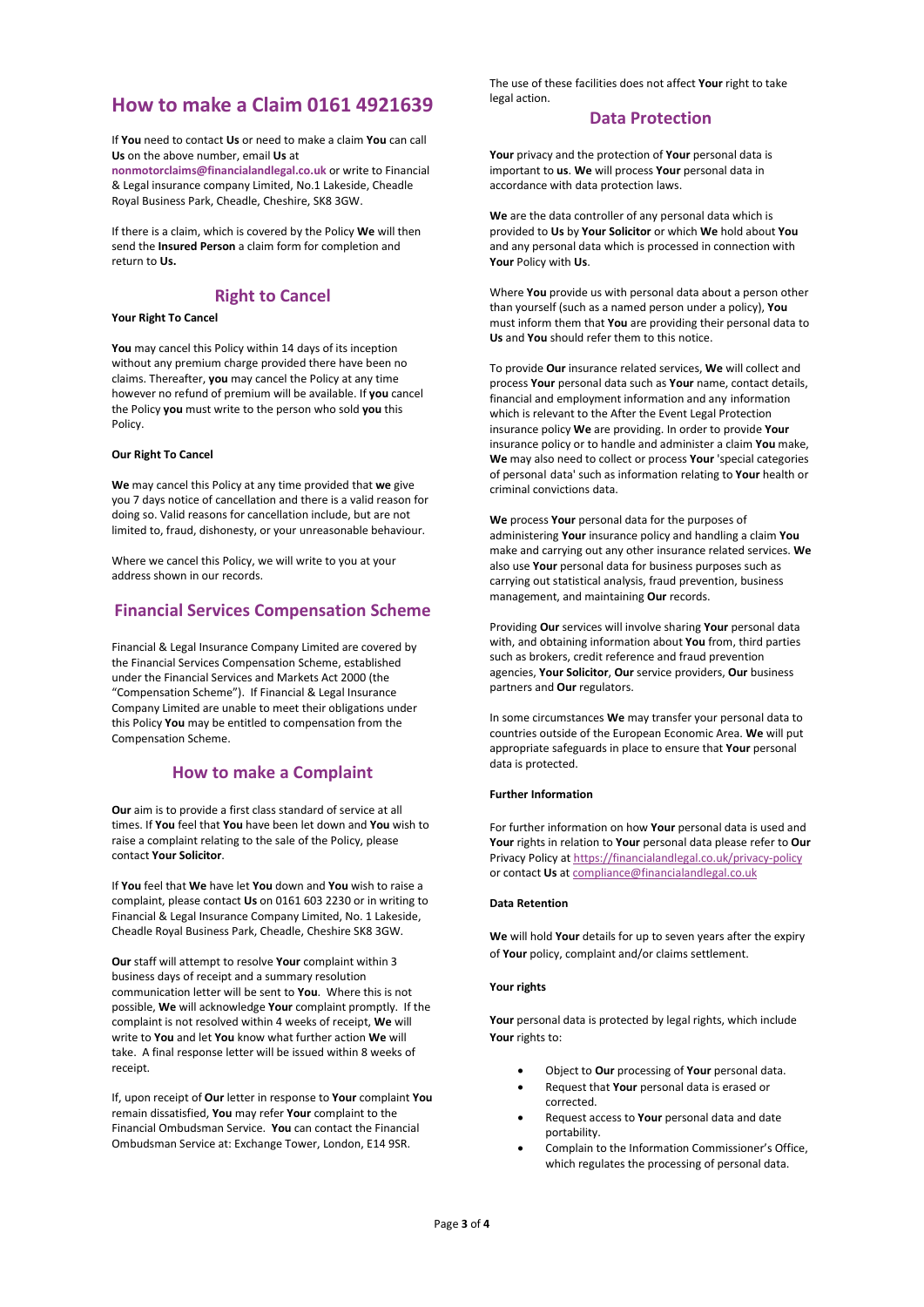## How to make a Claim 0161 4921639

If **You** need to contact **Us** or need to make a claim **You** can call **Us** on the above number, email **Us** at **nonmotorclaims@financialandlegal.co.uk** or write to Financial & Legal insurance company Limited, No.1 Lakeside, Cheadle Royal Business Park, Cheadle, Cheshire, SK8 3GW.

If there is a claim, which is covered by the Policy **We** will then send the **Insured Person** a claim form for completion and return to **Us.**

## Right to Cancel

**Your Right To Cancel**

**You** may cancel this Policy within 14 days of its inception without any premium charge provided there have been no claims. Thereafter, **you** may cancel the Policy at any time however no refund of premium will be available. If **you** cancel the Policy **you** must write to the person who sold **you** this Policy.

**Our Right To Cancel**

**We** may cancel this Policy at any time provided that **we** give you 7 days notice of cancellation and there is a valid reason for doing so. Valid reasons for cancellation include, but are not limited to, fraud, dishonesty, or your unreasonable behaviour.

Where we cancel this Policy, we will write to you at your address shown in our records.

## Financial Services Compensation Scheme

Financial & Legal Insurance Company Limited are covered by the Financial Services Compensation Scheme, established under the Financial Services and Markets Act 2000 (the "Compensation Scheme"). If Financial & Legal Insurance Company Limited are unable to meet their obligations under this Policy **You** may be entitled to compensation from the Compensation Scheme.

## How to make a Complaint

**Our** aim is to provide a first class standard of service at all times. If **You** feel that **You** have been let down and **You** wish to raise a complaint relating to the sale of the Policy, please contact **Your Solicitor**.

If **You** feel that **We** have let **You** down and **You** wish to raise a complaint, please contact **Us** on 0161 603 2230 or in writing to Financial & Legal Insurance Company Limited, No. 1 Lakeside, Cheadle Royal Business Park, Cheadle, Cheshire SK8 3GW.

**Our** staff will attempt to resolve **Your** complaint within 3 business days of receipt and a summary resolution communication letter will be sent to **You**. Where this is not possible, **We** will acknowledge **Your** complaint promptly. If the complaint is not resolved within 4 weeks of receipt, **We** will write to **You** and let **You** know what further action **We** will take. A final response letter will be issued within 8 weeks of receipt.

If, upon receipt of **Our** letter in response to **Your** complaint **You** remain dissatisfied, **You** may refer **Your** complaint to the Financial Ombudsman Service. **You** can contact the Financial Ombudsman Service at: Exchange Tower, London, E14 9SR.

The use of these facilities does not affect **Your** right to take legal action.

## Data Protection

**Your** privacy and the protection of **Your** personal data is important to **us**. **We** will process **Your** personal data in accordance with data protection laws.

**We** are the data controller of any personal data which is provided to **Us** by **Your Solicitor** or which **We** hold about **You** and any personal data which is processed in connection with **Your** Policy with **Us**.

Where **You** provide us with personal data about a person other than yourself (such as a named person under a policy), **You** must inform them that **You** are providing their personal data to **Us** and **You** should refer them to this notice.

To provide **Our** insurance related services, **We** will collect and process **Your** personal data such as **Your** name, contact details, financial and employment information and any information which is relevant to the After the Event Legal Protection insurance policy **We** are providing. In order to provide **Your** insurance policy or to handle and administer a claim **You** make, **We** may also need to collect or process **Your** 'special categories of personal data' such as information relating to **Your** health or criminal convictions data.

**We** process **Your** personal data for the purposes of administering **Your** insurance policy and handling a claim **You** make and carrying out any other insurance related services. **We** also use **Your** personal data for business purposes such as carrying out statistical analysis, fraud prevention, business management, and maintaining **Our** records.

Providing **Our** services will involve sharing **Your** personal data with, and obtaining information about **You** from, third parties such as brokers, credit reference and fraud prevention agencies, **Your Solicitor**, **Our** service providers, **Our** business partners and **Our** regulators.

In some circumstances **We** may transfer your personal data to countries outside of the European Economic Area. **We** will put appropriate safeguards in place to ensure that **Your** personal data is protected.

**Further Information**

For further information on how **Your** personal data is used and **Your** rights in relation to **Your** personal data please refer to **Our** Privacy Policy at https://financialandlegal.co.uk/privacy-policy or contact **Us** at compliance@financialandlegal.co.uk

**Data Retention**

**We** will hold **Your** details for up to seven years after the expiry of **Your** policy, complaint and/or claims settlement.

**Your rights**

**Your** personal data is protected by legal rights, which include **Your** rights to:

- Object to **Our** processing of **Your** personal data.
- Request that **Your** personal data is erased or corrected.
- Request access to **Your** personal data and date portability.
- Complain to the Information Commissioner's Office, which regulates the processing of personal data.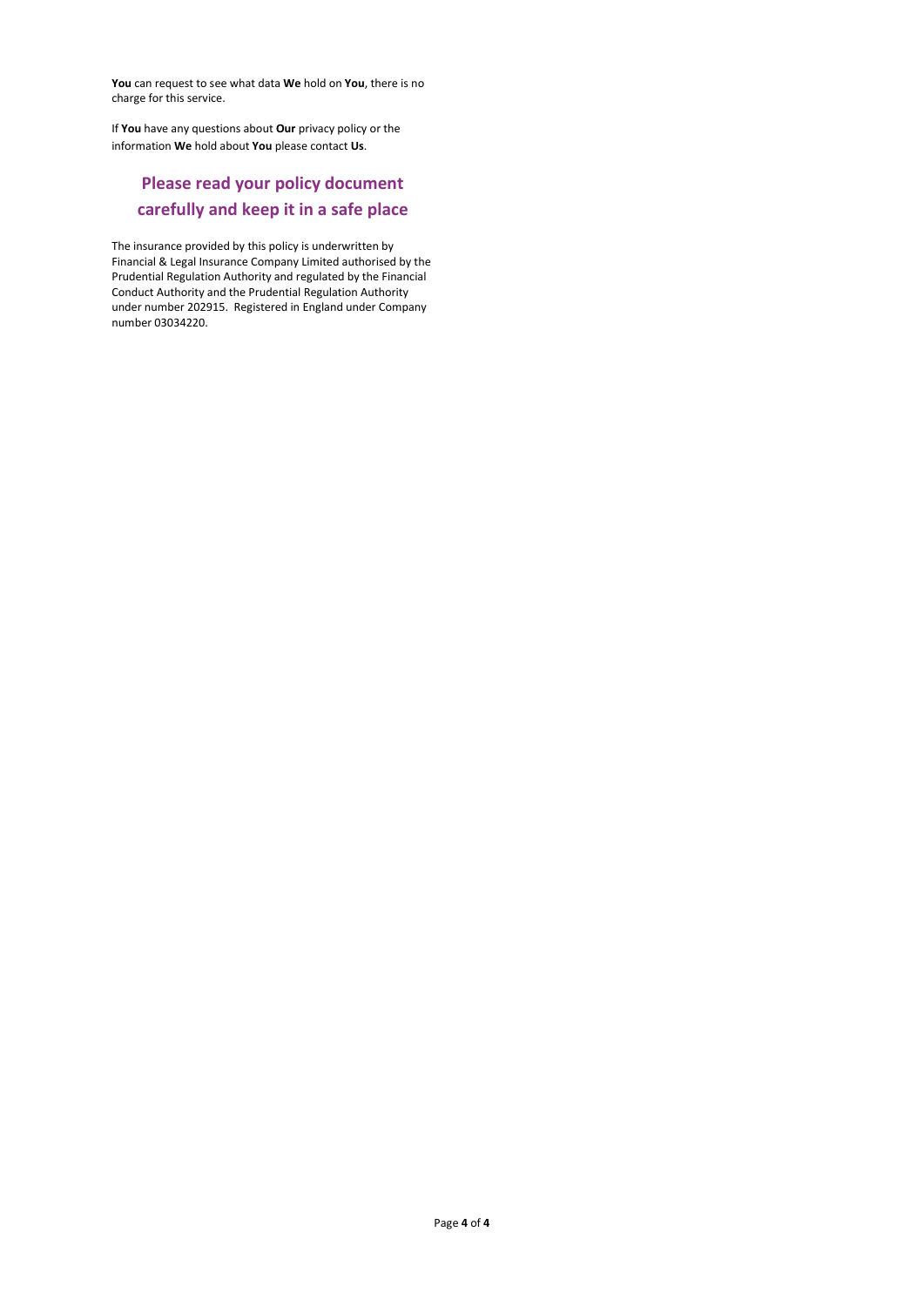**You** can request to see what data **We** hold on **You**, there is no charge for this service.

If **You** have any questions about **Our** privacy policy or the information **We** hold about **You** please contact **Us**.

## Please read your policy document carefully and keep it in a safe place

The insurance provided by this policy is underwritten by Financial & Legal Insurance Company Limited authorised by the Prudential Regulation Authority and regulated by the Financial Conduct Authority and the Prudential Regulation Authority under number 202915. Registered in England under Company number 03034220.